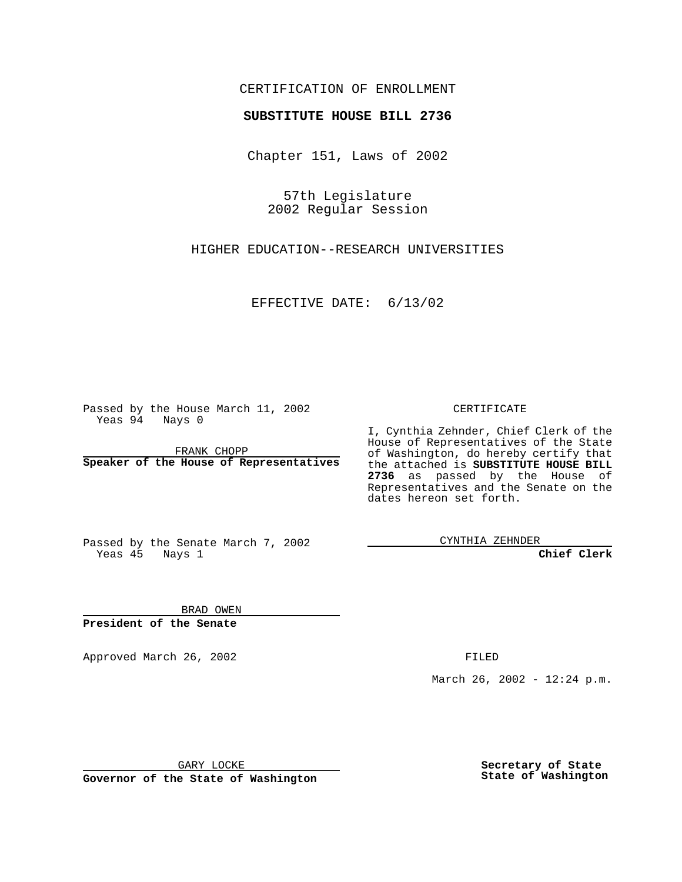CERTIFICATION OF ENROLLMENT

**SUBSTITUTE HOUSE BILL 2736**

Chapter 151, Laws of 2002

57th Legislature
2002 Regular Session

HIGHER EDUCATION--RESEARCH UNIVERSITIES

EFFECTIVE DATE: 6/13/02

Passed by the House March 11, 2002
Yeas 94 Nays 0

FRANK CHOPP
**Speaker of the House of Representatives**

Passed by the Senate March 7, 2002
Yeas 45 Nays 1

BRAD OWEN
**President of the Senate**

CERTIFICATE

I, Cynthia Zehnder, Chief Clerk of the House of Representatives of the State of Washington, do hereby certify that the attached is **SUBSTITUTE HOUSE BILL 2736** as passed by the House of Representatives and the Senate on the dates hereon set forth.

CYNTHIA ZEHNDER
**Chief Clerk**

Approved March 26, 2002

FILED

March 26, 2002 - 12:24 p.m.

GARY LOCKE
**Governor of the State of Washington**

**Secretary of State**
**State of Washington**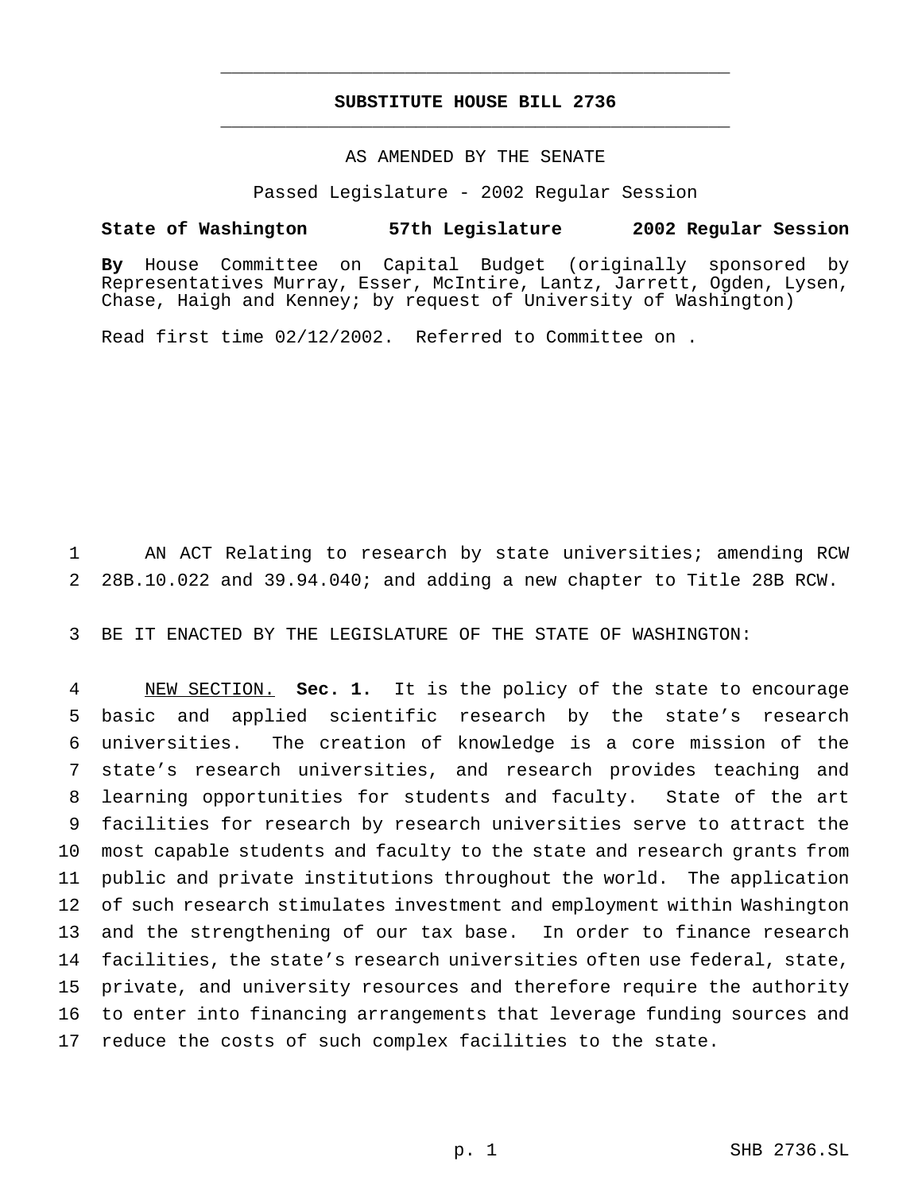# SUBSTITUTE HOUSE BILL 2736

AS AMENDED BY THE SENATE

Passed Legislature - 2002 Regular Session

**State of Washington 57th Legislature 2002 Regular Session**

**By** House Committee on Capital Budget (originally sponsored by Representatives Murray, Esser, McIntire, Lantz, Jarrett, Ogden, Lysen, Chase, Haigh and Kenney; by request of University of Washington)

Read first time 02/12/2002. Referred to Committee on .

AN ACT Relating to research by state universities; amending RCW 28B.10.022 and 39.94.040; and adding a new chapter to Title 28B RCW.

BE IT ENACTED BY THE LEGISLATURE OF THE STATE OF WASHINGTON:

NEW SECTION. **Sec. 1.** It is the policy of the state to encourage basic and applied scientific research by the state's research universities. The creation of knowledge is a core mission of the state's research universities, and research provides teaching and learning opportunities for students and faculty. State of the art facilities for research by research universities serve to attract the most capable students and faculty to the state and research grants from public and private institutions throughout the world. The application of such research stimulates investment and employment within Washington and the strengthening of our tax base. In order to finance research facilities, the state's research universities often use federal, state, private, and university resources and therefore require the authority to enter into financing arrangements that leverage funding sources and reduce the costs of such complex facilities to the state.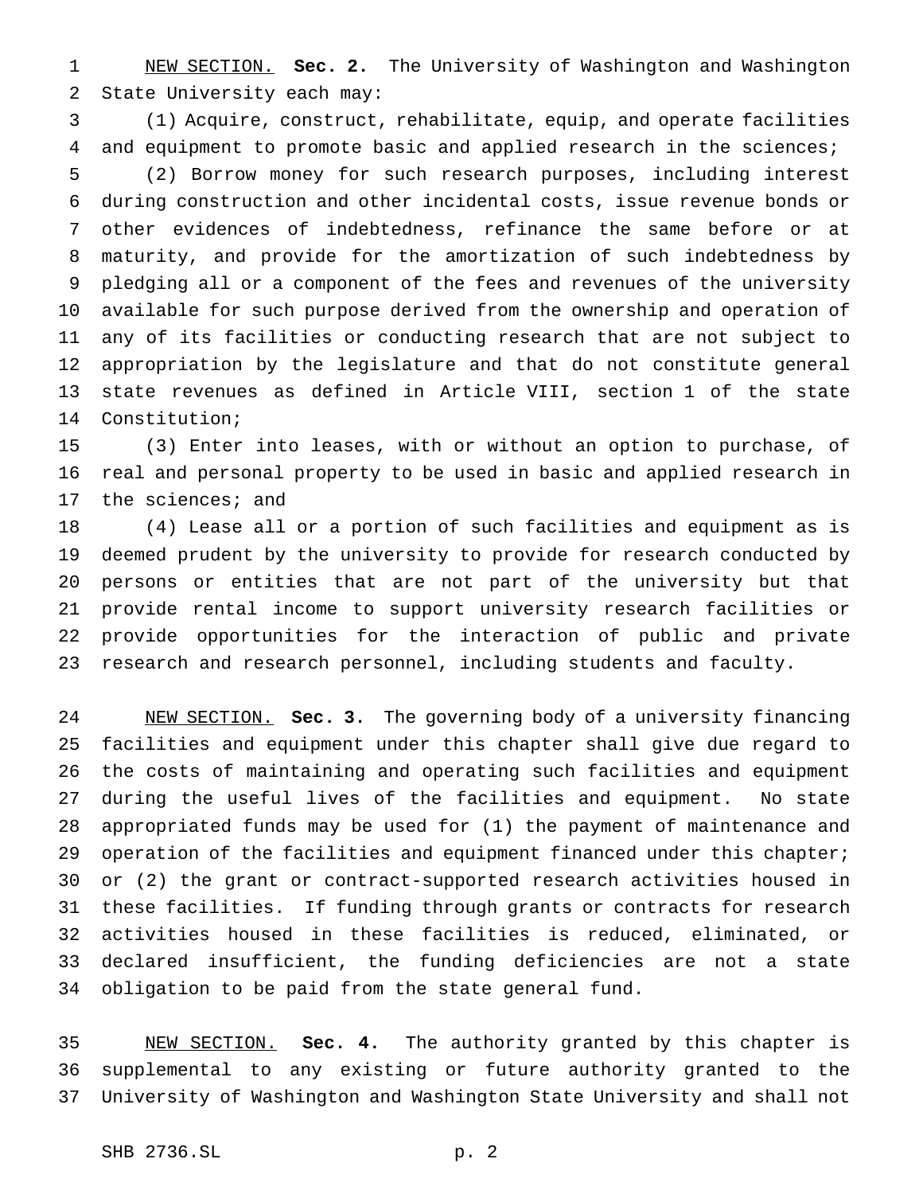NEW SECTION. **Sec. 2.** The University of Washington and Washington State University each may:

(1) Acquire, construct, rehabilitate, equip, and operate facilities and equipment to promote basic and applied research in the sciences;

(2) Borrow money for such research purposes, including interest during construction and other incidental costs, issue revenue bonds or other evidences of indebtedness, refinance the same before or at maturity, and provide for the amortization of such indebtedness by pledging all or a component of the fees and revenues of the university available for such purpose derived from the ownership and operation of any of its facilities or conducting research that are not subject to appropriation by the legislature and that do not constitute general state revenues as defined in Article VIII, section 1 of the state Constitution;

(3) Enter into leases, with or without an option to purchase, of real and personal property to be used in basic and applied research in the sciences; and

(4) Lease all or a portion of such facilities and equipment as is deemed prudent by the university to provide for research conducted by persons or entities that are not part of the university but that provide rental income to support university research facilities or provide opportunities for the interaction of public and private research and research personnel, including students and faculty.

NEW SECTION. **Sec. 3.** The governing body of a university financing facilities and equipment under this chapter shall give due regard to the costs of maintaining and operating such facilities and equipment during the useful lives of the facilities and equipment. No state appropriated funds may be used for (1) the payment of maintenance and operation of the facilities and equipment financed under this chapter; or (2) the grant or contract-supported research activities housed in these facilities. If funding through grants or contracts for research activities housed in these facilities is reduced, eliminated, or declared insufficient, the funding deficiencies are not a state obligation to be paid from the state general fund.

NEW SECTION. **Sec. 4.** The authority granted by this chapter is supplemental to any existing or future authority granted to the University of Washington and Washington State University and shall not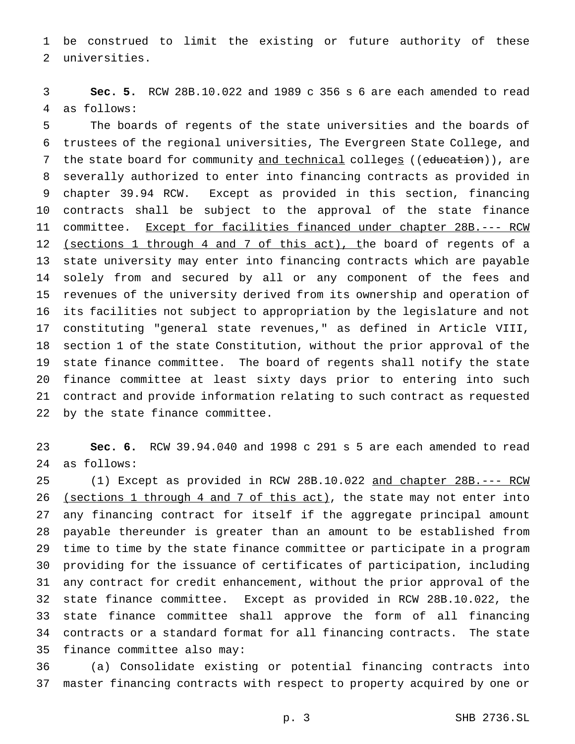be construed to limit the existing or future authority of these universities.

**Sec. 5.** RCW 28B.10.022 and 1989 c 356 s 6 are each amended to read as follows:

The boards of regents of the state universities and the boards of trustees of the regional universities, The Evergreen State College, and the state board for community and technical colleges ((education)), are severally authorized to enter into financing contracts as provided in chapter 39.94 RCW. Except as provided in this section, financing contracts shall be subject to the approval of the state finance committee. Except for facilities financed under chapter 28B.--- RCW (sections 1 through 4 and 7 of this act), the board of regents of a state university may enter into financing contracts which are payable solely from and secured by all or any component of the fees and revenues of the university derived from its ownership and operation of its facilities not subject to appropriation by the legislature and not constituting "general state revenues," as defined in Article VIII, section 1 of the state Constitution, without the prior approval of the state finance committee. The board of regents shall notify the state finance committee at least sixty days prior to entering into such contract and provide information relating to such contract as requested by the state finance committee.

**Sec. 6.** RCW 39.94.040 and 1998 c 291 s 5 are each amended to read as follows:

(1) Except as provided in RCW 28B.10.022 and chapter 28B.--- RCW (sections 1 through 4 and 7 of this act), the state may not enter into any financing contract for itself if the aggregate principal amount payable thereunder is greater than an amount to be established from time to time by the state finance committee or participate in a program providing for the issuance of certificates of participation, including any contract for credit enhancement, without the prior approval of the state finance committee. Except as provided in RCW 28B.10.022, the state finance committee shall approve the form of all financing contracts or a standard format for all financing contracts. The state finance committee also may:

(a) Consolidate existing or potential financing contracts into master financing contracts with respect to property acquired by one or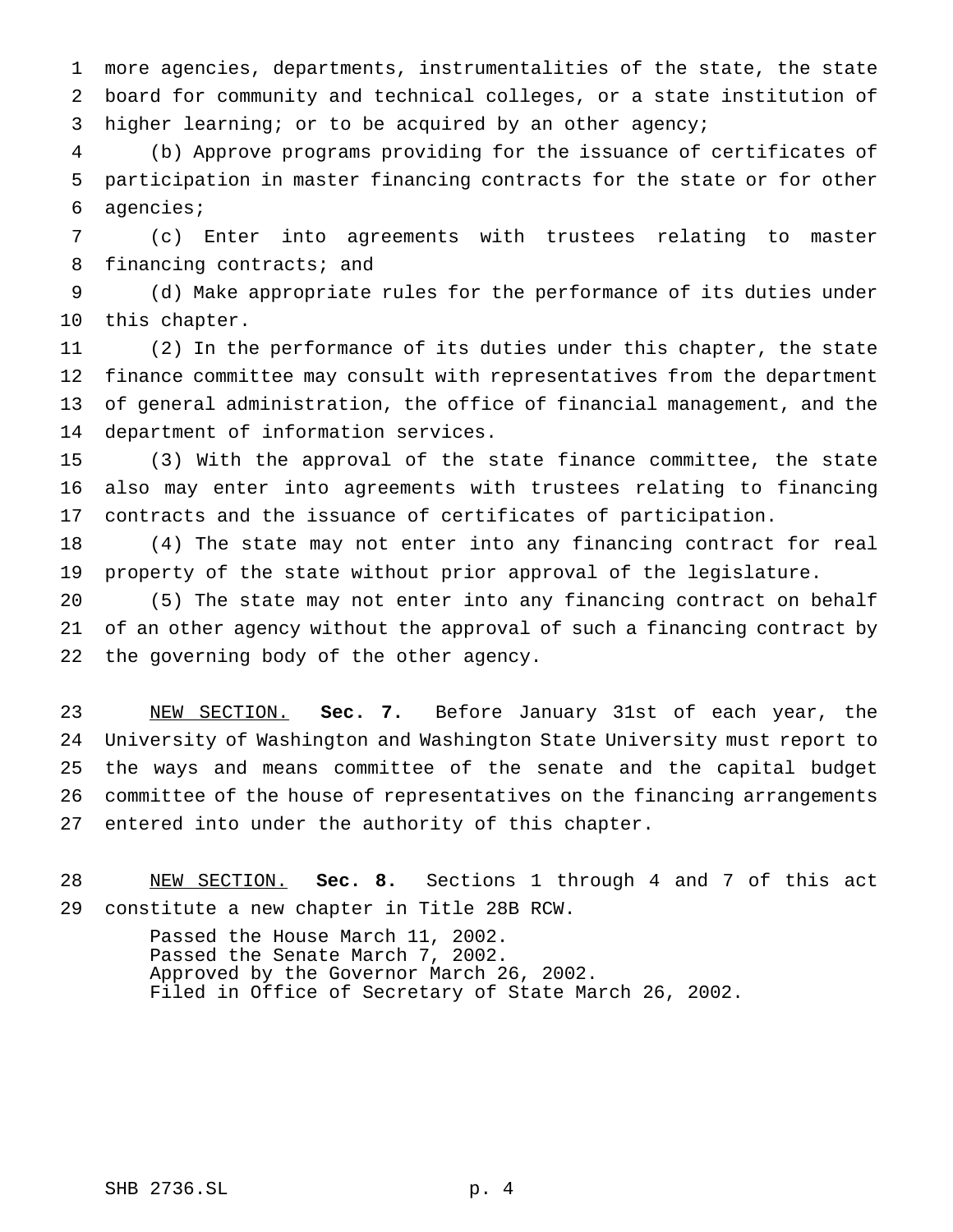more agencies, departments, instrumentalities of the state, the state board for community and technical colleges, or a state institution of higher learning; or to be acquired by an other agency;

(b) Approve programs providing for the issuance of certificates of participation in master financing contracts for the state or for other agencies;

(c) Enter into agreements with trustees relating to master financing contracts; and

(d) Make appropriate rules for the performance of its duties under this chapter.

(2) In the performance of its duties under this chapter, the state finance committee may consult with representatives from the department of general administration, the office of financial management, and the department of information services.

(3) With the approval of the state finance committee, the state also may enter into agreements with trustees relating to financing contracts and the issuance of certificates of participation.

(4) The state may not enter into any financing contract for real property of the state without prior approval of the legislature.

(5) The state may not enter into any financing contract on behalf of an other agency without the approval of such a financing contract by the governing body of the other agency.

NEW SECTION. **Sec. 7.** Before January 31st of each year, the University of Washington and Washington State University must report to the ways and means committee of the senate and the capital budget committee of the house of representatives on the financing arrangements entered into under the authority of this chapter.

NEW SECTION. **Sec. 8.** Sections 1 through 4 and 7 of this act constitute a new chapter in Title 28B RCW.

Passed the House March 11, 2002.
Passed the Senate March 7, 2002.
Approved by the Governor March 26, 2002.
Filed in Office of Secretary of State March 26, 2002.